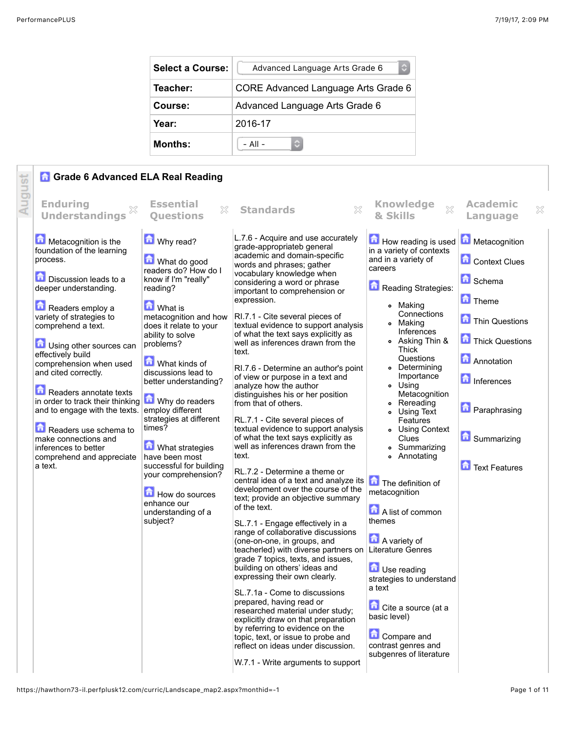| Select a Course: | Advanced Language Arts Grade 6 |
|---|---|
| Teacher: | CORE Advanced Language Arts Grade 6 |
| Course: | Advanced Language Arts Grade 6 |
| Year: | 2016-17 |
| Months: | - All - |

August

## Grade 6 Advanced ELA Real Reading

| Enduring Understandings | Essential Questions | Standards | Knowledge & Skills | Academic Language |
|---|---|---|---|---|
| Metacognition is the foundation of the learning process.<br><br>Discussion leads to a deeper understanding.<br><br>Readers employ a variety of strategies to comprehend a text.<br><br>Using other sources can effectively build comprehension when used and cited correctly.<br><br>Readers annotate texts in order to track their thinking and to engage with the texts.<br><br>Readers use schema to make connections and inferences to better comprehend and appreciate a text. | Why read?<br><br>What do good readers do? How do I know if I'm "really" reading?<br><br>What is metacognition and how does it relate to your ability to solve problems?<br><br>What kinds of discussions lead to better understanding?<br><br>Why do readers employ different strategies at different times?<br><br>What strategies have been most successful for building your comprehension?<br><br>How do sources enhance our understanding of a subject? | L.7.6 - Acquire and use accurately grade-appropriateb general academic and domain-specific words and phrases; gather vocabulary knowledge when considering a word or phrase important to comprehension or expression.<br><br>RI.7.1 - Cite several pieces of textual evidence to support analysis of what the text says explicitly as well as inferences drawn from the text.<br><br>RI.7.6 - Determine an author's point of view or purpose in a text and analyze how the author distinguishes his or her position from that of others.<br><br>RL.7.1 - Cite several pieces of textual evidence to support analysis of what the text says explicitly as well as inferences drawn from the text.<br><br>RL.7.2 - Determine a theme or central idea of a text and analyze its development over the course of the text; provide an objective summary of the text.<br><br>SL.7.1 - Engage effectively in a range of collaborative discussions (one-on-one, in groups, and teacherled) with diverse partners on grade 7 topics, texts, and issues, building on others' ideas and expressing their own clearly.<br><br>SL.7.1a - Come to discussions prepared, having read or researched material under study; explicitly draw on that preparation by referring to evidence on the topic, text, or issue to probe and reflect on ideas under discussion.<br><br>W.7.1 - Write arguments to support | How reading is used in a variety of contexts and in a variety of careers<br><br>Reading Strategies:<br>• Making Connections<br>• Making Inferences<br>• Asking Thin & Thick Questions<br>• Determining Importance<br>• Using Metacognition<br>• Rereading<br>• Using Text Features<br>• Using Context Clues<br>• Summarizing<br>• Annotating<br><br>The definition of metacognition<br><br>A list of common themes<br><br>A variety of Literature Genres<br><br>Use reading strategies to understand a text<br><br>Cite a source (at a basic level)<br><br>Compare and contrast genres and subgenres of literature | Metacognition<br><br>Context Clues<br><br>Schema<br><br>Theme<br><br>Thin Questions<br><br>Thick Questions<br><br>Annotation<br><br>Inferences<br><br>Paraphrasing<br><br>Summarizing<br><br>Text Features |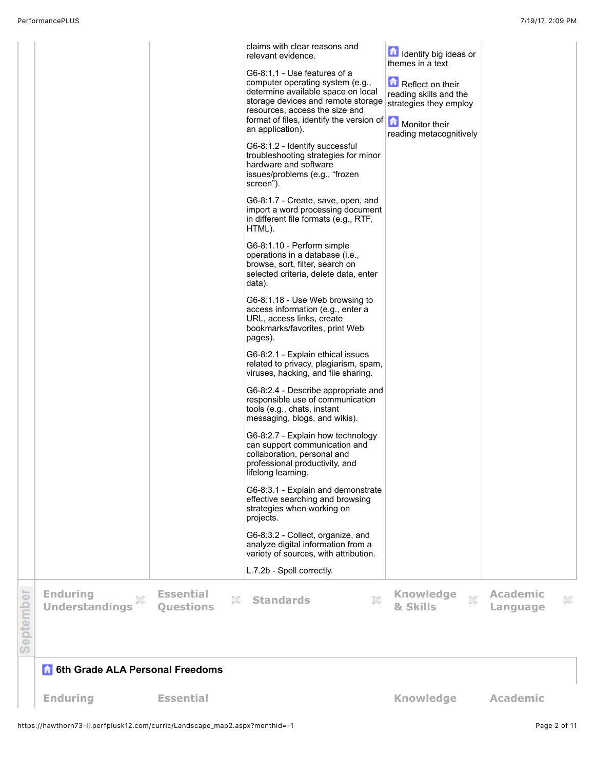| Enduring Understandings | Essential Questions | Standards | Knowledge & Skills | Academic Language |
|---|---|---|---|---|
| | | claims with clear reasons and relevant evidence.<br><br>G6-8:1.1 - Use features of a computer operating system (e.g., determine available space on local storage devices and remote storage resources, access the size and format of files, identify the version of an application).<br><br>G6-8:1.2 - Identify successful troubleshooting strategies for minor hardware and software issues/problems (e.g., "frozen screen").<br><br>G6-8:1.7 - Create, save, open, and import a word processing document in different file formats (e.g., RTF, HTML).<br><br>G6-8:1.10 - Perform simple operations in a database (i.e., browse, sort, filter, search on selected criteria, delete data, enter data).<br><br>G6-8:1.18 - Use Web browsing to access information (e.g., enter a URL, access links, create bookmarks/favorites, print Web pages).<br><br>G6-8:2.1 - Explain ethical issues related to privacy, plagiarism, spam, viruses, hacking, and file sharing.<br><br>G6-8:2.4 - Describe appropriate and responsible use of communication tools (e.g., chats, instant messaging, blogs, and wikis).<br><br>G6-8:2.7 - Explain how technology can support communication and collaboration, personal and professional productivity, and lifelong learning.<br><br>G6-8:3.1 - Explain and demonstrate effective searching and browsing strategies when working on projects.<br><br>G6-8:3.2 - Collect, organize, and analyze digital information from a variety of sources, with attribution.<br><br>L.7.2b - Spell correctly. | Identify big ideas or themes in a text<br><br>Reflect on their reading skills and the strategies they employ<br><br>Monitor their reading metacognitively | |

**September**

| Enduring Understandings | Essential Questions | Standards | Knowledge & Skills | Academic Language |
|---|---|---|---|---|
| | | | | |

### 6th Grade ALA Personal Freedoms

| Enduring | Essential | | Knowledge | Academic |
|---|---|---|---|---|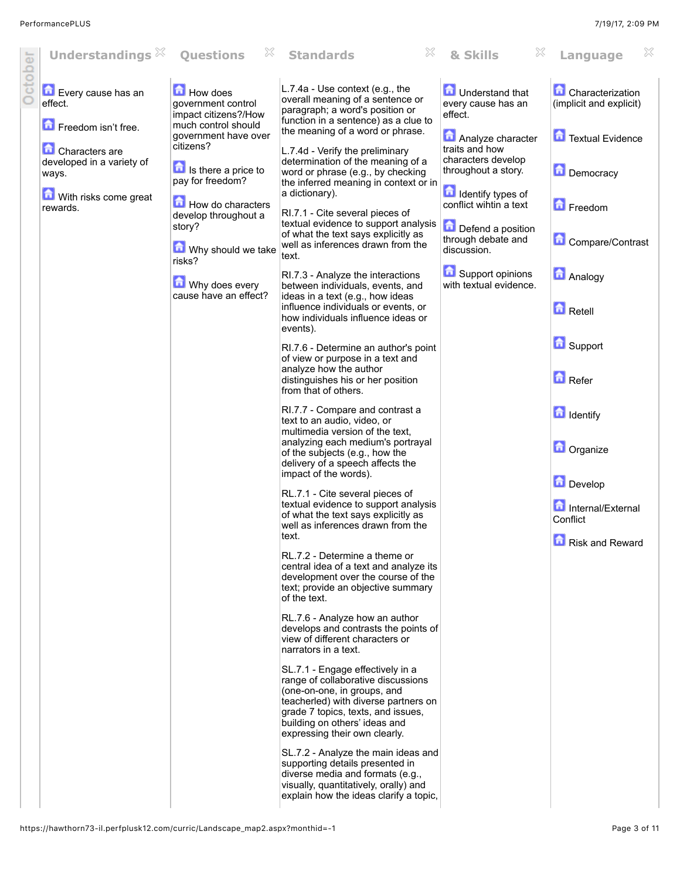| October | Understandings | Questions | Standards | & Skills | Language |
| --- | --- | --- | --- | --- | --- |
| | Every cause has an effect.<br><br>Freedom isn't free.<br><br>Characters are developed in a variety of ways.<br><br>With risks come great rewards. | How does government control impact citizens?/How much control should government have over citizens?<br><br>Is there a price to pay for freedom?<br><br>How do characters develop throughout a story?<br><br>Why should we take risks?<br><br>Why does every cause have an effect? | L.7.4a - Use context (e.g., the overall meaning of a sentence or paragraph; a word's position or function in a sentence) as a clue to the meaning of a word or phrase.<br><br>L.7.4d - Verify the preliminary determination of the meaning of a word or phrase (e.g., by checking the inferred meaning in context or in a dictionary).<br><br>RI.7.1 - Cite several pieces of textual evidence to support analysis of what the text says explicitly as well as inferences drawn from the text.<br><br>RI.7.3 - Analyze the interactions between individuals, events, and ideas in a text (e.g., how ideas influence individuals or events, or how individuals influence ideas or events).<br><br>RI.7.6 - Determine an author's point of view or purpose in a text and analyze how the author distinguishes his or her position from that of others.<br><br>RI.7.7 - Compare and contrast a text to an audio, video, or multimedia version of the text, analyzing each medium's portrayal of the subjects (e.g., how the delivery of a speech affects the impact of the words).<br><br>RL.7.1 - Cite several pieces of textual evidence to support analysis of what the text says explicitly as well as inferences drawn from the text.<br><br>RL.7.2 - Determine a theme or central idea of a text and analyze its development over the course of the text; provide an objective summary of the text.<br><br>RL.7.6 - Analyze how an author develops and contrasts the points of view of different characters or narrators in a text.<br><br>SL.7.1 - Engage effectively in a range of collaborative discussions (one-on-one, in groups, and teacherled) with diverse partners on grade 7 topics, texts, and issues, building on others' ideas and expressing their own clearly.<br><br>SL.7.2 - Analyze the main ideas and supporting details presented in diverse media and formats (e.g., visually, quantitatively, orally) and explain how the ideas clarify a topic, | Understand that every cause has an effect.<br><br>Analyze character traits and how characters develop throughout a story.<br><br>Identify types of conflict wihtin a text<br><br>Defend a position through debate and discussion.<br><br>Support opinions with textual evidence. | Characterization (implicit and explicit)<br><br>Textual Evidence<br><br>Democracy<br><br>Freedom<br><br>Compare/Contrast<br><br>Analogy<br><br>Retell<br><br>Support<br><br>Refer<br><br>Identify<br><br>Organize<br><br>Develop<br><br>Internal/External Conflict<br><br>Risk and Reward |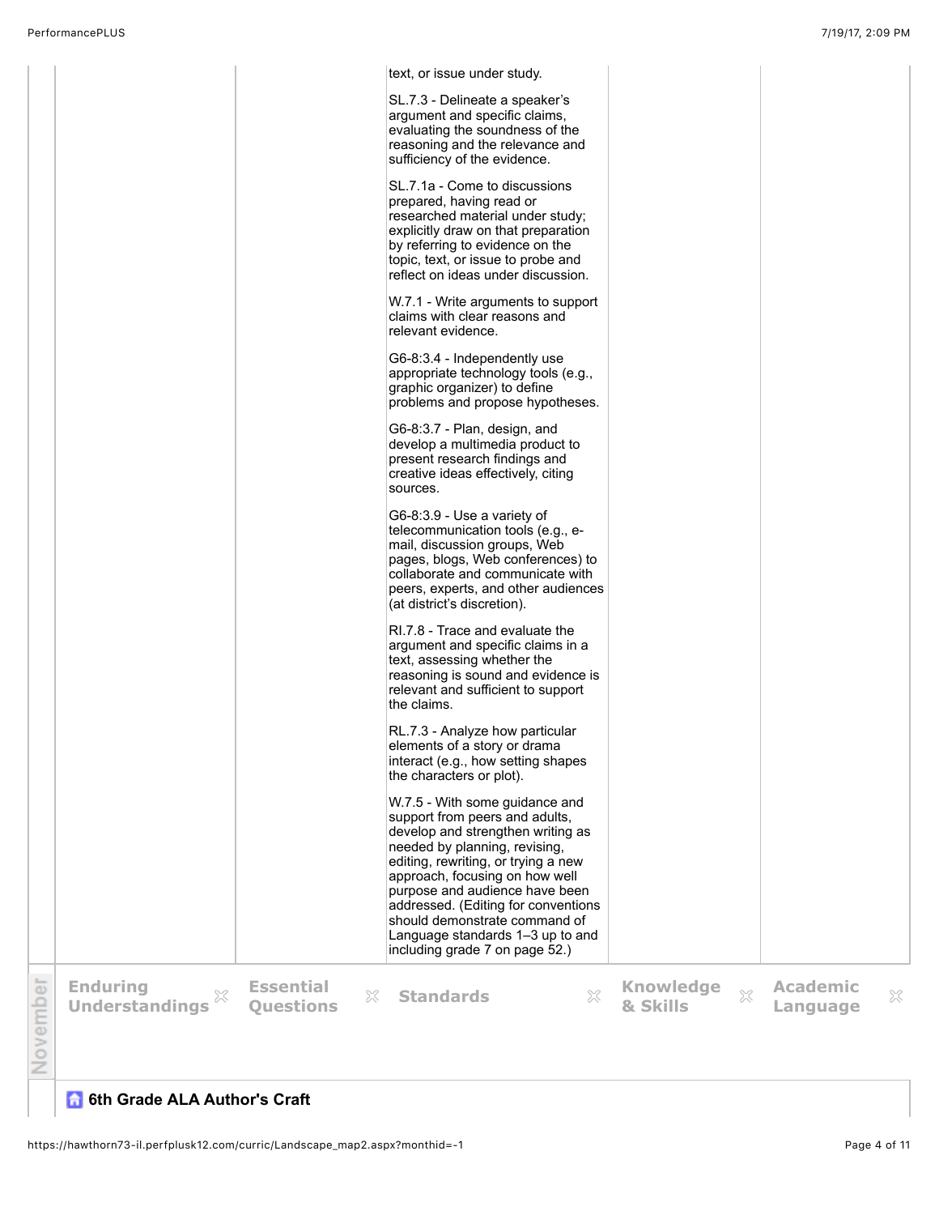| | | | | |
|---|---|---|---|---|
| | | text, or issue under study.<br><br>SL.7.3 - Delineate a speaker's argument and specific claims, evaluating the soundness of the reasoning and the relevance and sufficiency of the evidence.<br><br>SL.7.1a - Come to discussions prepared, having read or researched material under study; explicitly draw on that preparation by referring to evidence on the topic, text, or issue to probe and reflect on ideas under discussion.<br><br>W.7.1 - Write arguments to support claims with clear reasons and relevant evidence.<br><br>G6-8:3.4 - Independently use appropriate technology tools (e.g., graphic organizer) to define problems and propose hypotheses.<br><br>G6-8:3.7 - Plan, design, and develop a multimedia product to present research findings and creative ideas effectively, citing sources.<br><br>G6-8:3.9 - Use a variety of telecommunication tools (e.g., e-mail, discussion groups, Web pages, blogs, Web conferences) to collaborate and communicate with peers, experts, and other audiences (at district's discretion).<br><br>RI.7.8 - Trace and evaluate the argument and specific claims in a text, assessing whether the reasoning is sound and evidence is relevant and sufficient to support the claims.<br><br>RL.7.3 - Analyze how particular elements of a story or drama interact (e.g., how setting shapes the characters or plot).<br><br>W.7.5 - With some guidance and support from peers and adults, develop and strengthen writing as needed by planning, revising, editing, rewriting, or trying a new approach, focusing on how well purpose and audience have been addressed. (Editing for conventions should demonstrate command of Language standards 1–3 up to and including grade 7 on page 52.) | | |

## November

| Enduring Understandings | Essential Questions | Standards | Knowledge & Skills | Academic Language |
|---|---|---|---|---|

**6th Grade ALA Author's Craft**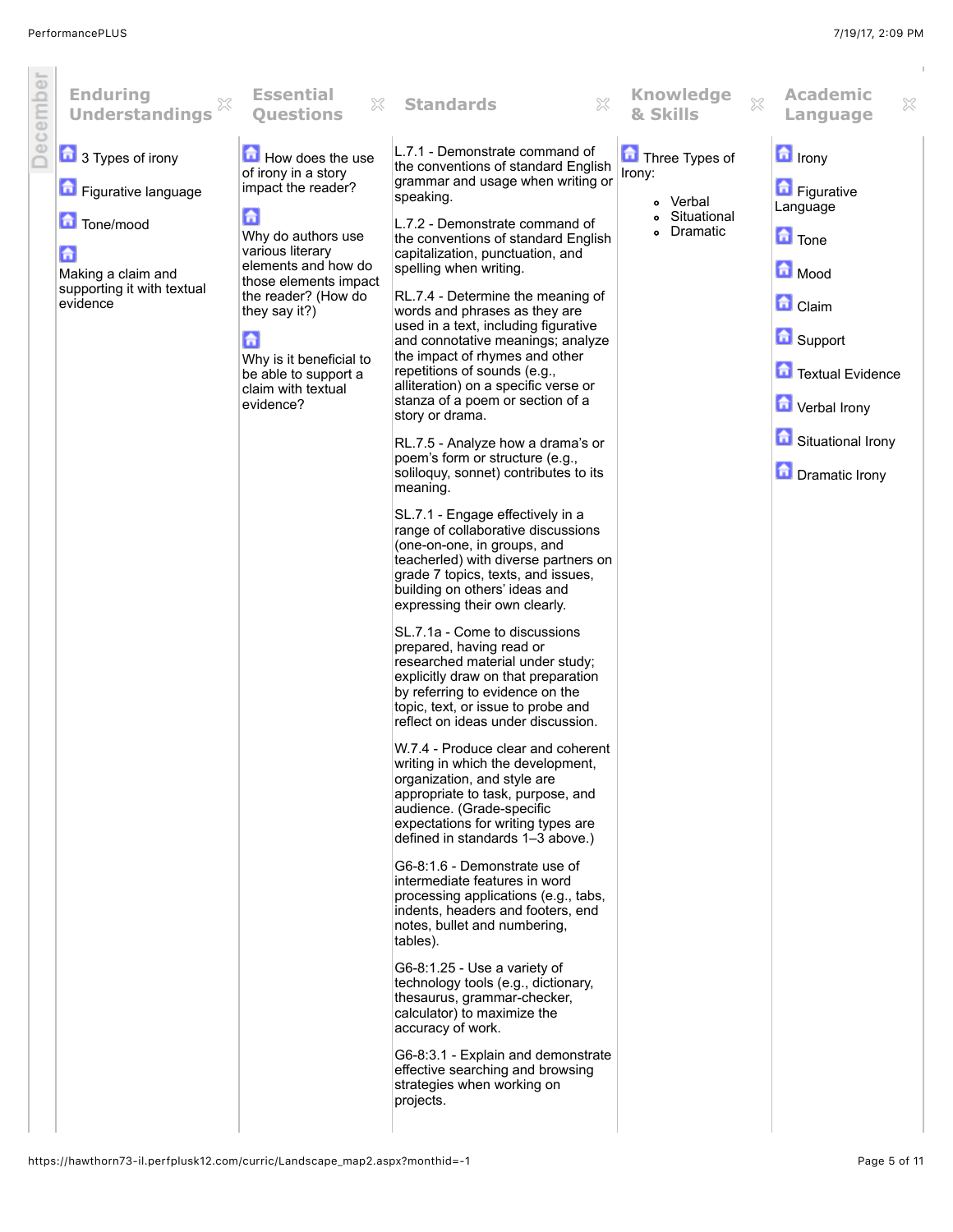December

| Enduring Understandings | Essential Questions | Standards | Knowledge & Skills | Academic Language |
|---|---|---|---|---|
| 3 Types of irony<br><br>Figurative language<br><br>Tone/mood<br><br>Making a claim and supporting it with textual evidence | How does the use of irony in a story impact the reader?<br><br>Why do authors use various literary elements and how do those elements impact the reader? (How do they say it?)<br><br>Why is it beneficial to be able to support a claim with textual evidence? | L.7.1 - Demonstrate command of the conventions of standard English grammar and usage when writing or speaking.<br><br>L.7.2 - Demonstrate command of the conventions of standard English capitalization, punctuation, and spelling when writing.<br><br>RL.7.4 - Determine the meaning of words and phrases as they are used in a text, including figurative and connotative meanings; analyze the impact of rhymes and other repetitions of sounds (e.g., alliteration) on a specific verse or stanza of a poem or section of a story or drama.<br><br>RL.7.5 - Analyze how a drama's or poem's form or structure (e.g., soliloquy, sonnet) contributes to its meaning.<br><br>SL.7.1 - Engage effectively in a range of collaborative discussions (one-on-one, in groups, and teacherled) with diverse partners on grade 7 topics, texts, and issues, building on others' ideas and expressing their own clearly.<br><br>SL.7.1a - Come to discussions prepared, having read or researched material under study; explicitly draw on that preparation by referring to evidence on the topic, text, or issue to probe and reflect on ideas under discussion.<br><br>W.7.4 - Produce clear and coherent writing in which the development, organization, and style are appropriate to task, purpose, and audience. (Grade-specific expectations for writing types are defined in standards 1–3 above.)<br><br>G6-8:1.6 - Demonstrate use of intermediate features in word processing applications (e.g., tabs, indents, headers and footers, end notes, bullet and numbering, tables).<br><br>G6-8:1.25 - Use a variety of technology tools (e.g., dictionary, thesaurus, grammar-checker, calculator) to maximize the accuracy of work.<br><br>G6-8:3.1 - Explain and demonstrate effective searching and browsing strategies when working on projects. | Three Types of Irony:<br>- Verbal<br>- Situational<br>- Dramatic | Irony<br><br>Figurative Language<br><br>Tone<br><br>Mood<br><br>Claim<br><br>Support<br><br>Textual Evidence<br><br>Verbal Irony<br><br>Situational Irony<br><br>Dramatic Irony |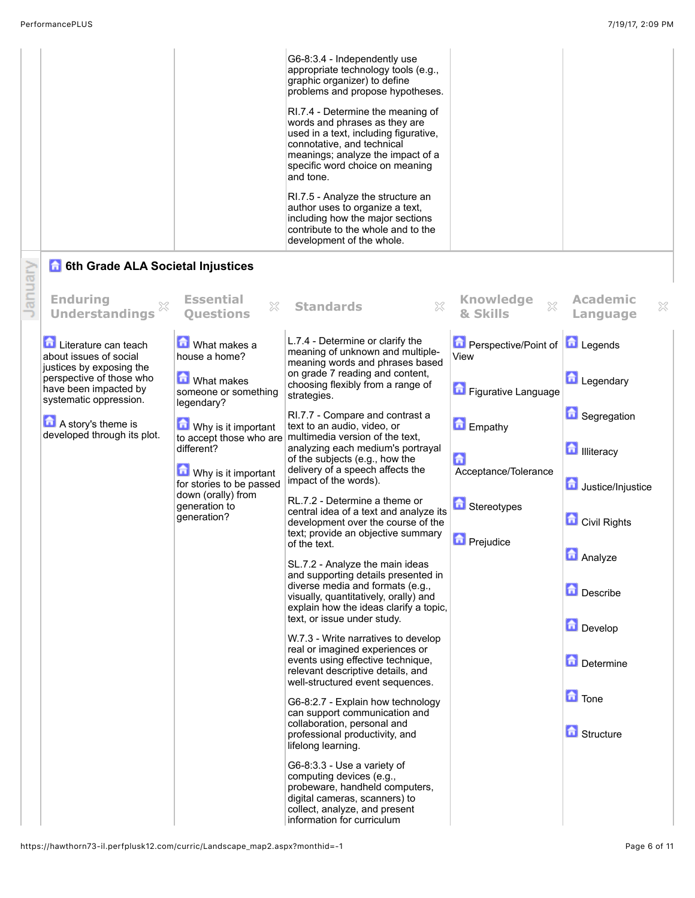| | | | | |
|---|---|---|---|---|
| | | G6-8:3.4 - Independently use appropriate technology tools (e.g., graphic organizer) to define problems and propose hypotheses.<br><br>RI.7.4 - Determine the meaning of words and phrases as they are used in a text, including figurative, connotative, and technical meanings; analyze the impact of a specific word choice on meaning and tone.<br><br>RI.7.5 - Analyze the structure an author uses to organize a text, including how the major sections contribute to the whole and to the development of the whole. | | |

## 6th Grade ALA Societal Injustices

January

| Enduring Understandings | Essential Questions | Standards | Knowledge & Skills | Academic Language |
|---|---|---|---|---|
| Literature can teach about issues of social justices by exposing the perspective of those who have been impacted by systematic oppression.<br><br>A story's theme is developed through its plot. | What makes a house a home?<br><br>What makes someone or something legendary?<br><br>Why is it important to accept those who are different?<br><br>Why is it important for stories to be passed down (orally) from generation to generation? | L.7.4 - Determine or clarify the meaning of unknown and multiple-meaning words and phrases based on grade 7 reading and content, choosing flexibly from a range of strategies.<br><br>RI.7.7 - Compare and contrast a text to an audio, video, or multimedia version of the text, analyzing each medium's portrayal of the subjects (e.g., how the delivery of a speech affects the impact of the words).<br><br>RL.7.2 - Determine a theme or central idea of a text and analyze its development over the course of the text; provide an objective summary of the text.<br><br>SL.7.2 - Analyze the main ideas and supporting details presented in diverse media and formats (e.g., visually, quantitatively, orally) and explain how the ideas clarify a topic, text, or issue under study.<br><br>W.7.3 - Write narratives to develop real or imagined experiences or events using effective technique, relevant descriptive details, and well-structured event sequences.<br><br>G6-8:2.7 - Explain how technology can support communication and collaboration, personal and professional productivity, and lifelong learning.<br><br>G6-8:3.3 - Use a variety of computing devices (e.g., probeware, handheld computers, digital cameras, scanners) to collect, analyze, and present information for curriculum | Perspective/Point of View<br><br>Figurative Language<br><br>Empathy<br><br>Acceptance/Tolerance<br><br>Stereotypes<br><br>Prejudice | Legends<br><br>Legendary<br><br>Segregation<br><br>Illiteracy<br><br>Justice/Injustice<br><br>Civil Rights<br><br>Analyze<br><br>Describe<br><br>Develop<br><br>Determine<br><br>Tone<br><br>Structure |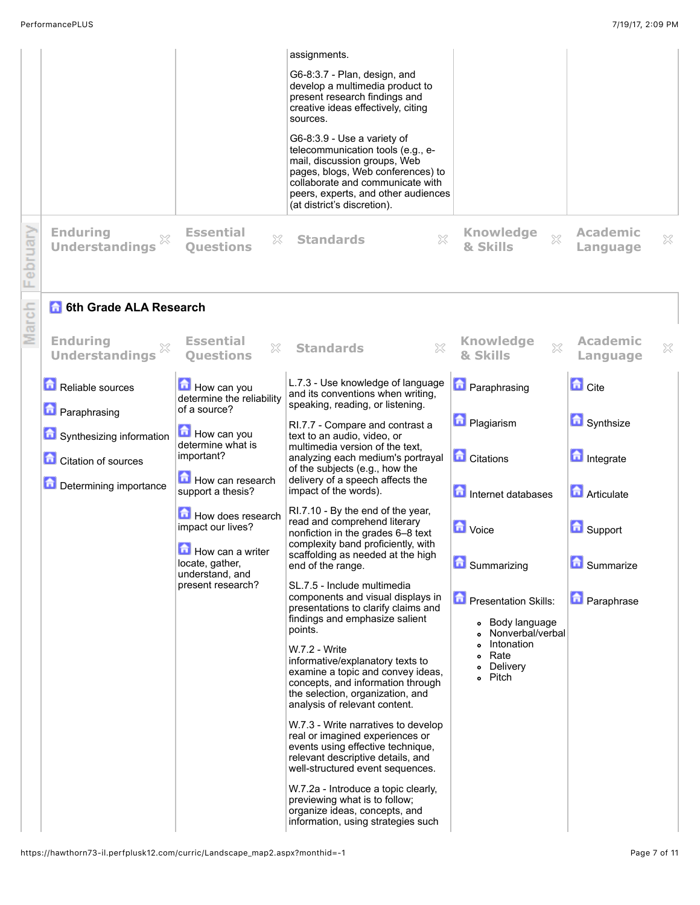| | | | | |
|---|---|---|---|---|
| | | assignments.<br><br>G6-8:3.7 - Plan, design, and develop a multimedia product to present research findings and creative ideas effectively, citing sources.<br><br>G6-8:3.9 - Use a variety of telecommunication tools (e.g., e-mail, discussion groups, Web pages, blogs, Web conferences) to collaborate and communicate with peers, experts, and other audiences (at district's discretion). | | |

## February

| Enduring Understandings | Essential Questions | Standards | Knowledge & Skills | Academic Language |
|---|---|---|---|---|

## March

### 6th Grade ALA Research

| Enduring Understandings | Essential Questions | Standards | Knowledge & Skills | Academic Language |
|---|---|---|---|---|
| Reliable sources<br><br>Paraphrasing<br><br>Synthesizing information<br><br>Citation of sources<br><br>Determining importance | How can you determine the reliability of a source?<br><br>How can you determine what is important?<br><br>How can research support a thesis?<br><br>How does research impact our lives?<br><br>How can a writer locate, gather, understand, and present research? | L.7.3 - Use knowledge of language and its conventions when writing, speaking, reading, or listening.<br><br>RI.7.7 - Compare and contrast a text to an audio, video, or multimedia version of the text, analyzing each medium's portrayal of the subjects (e.g., how the delivery of a speech affects the impact of the words).<br><br>RI.7.10 - By the end of the year, read and comprehend literary nonfiction in the grades 6–8 text complexity band proficiently, with scaffolding as needed at the high end of the range.<br><br>SL.7.5 - Include multimedia components and visual displays in presentations to clarify claims and findings and emphasize salient points.<br><br>W.7.2 - Write informative/explanatory texts to examine a topic and convey ideas, concepts, and information through the selection, organization, and analysis of relevant content.<br><br>W.7.3 - Write narratives to develop real or imagined experiences or events using effective technique, relevant descriptive details, and well-structured event sequences.<br><br>W.7.2a - Introduce a topic clearly, previewing what is to follow; organize ideas, concepts, and information, using strategies such | Paraphrasing<br><br>Plagiarism<br><br>Citations<br><br>Internet databases<br><br>Voice<br><br>Summarizing<br><br>Presentation Skills:<br>• Body language<br>• Nonverbal/verbal<br>• Intonation<br>• Rate<br>• Delivery<br>• Pitch | Cite<br><br>Synthsize<br><br>Integrate<br><br>Articulate<br><br>Support<br><br>Summarize<br><br>Paraphrase |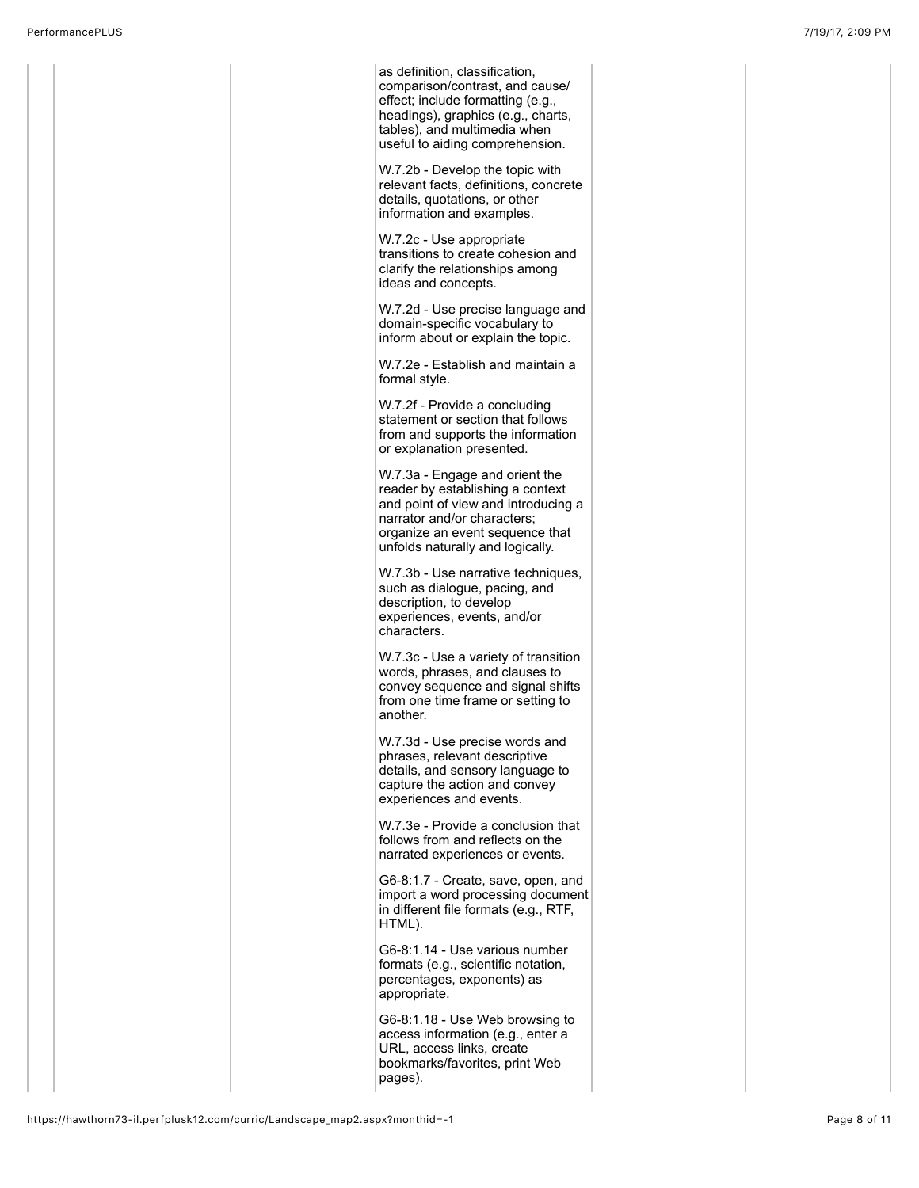as definition, classification, comparison/contrast, and cause/effect; include formatting (e.g., headings), graphics (e.g., charts, tables), and multimedia when useful to aiding comprehension.

W.7.2b - Develop the topic with relevant facts, definitions, concrete details, quotations, or other information and examples.

W.7.2c - Use appropriate transitions to create cohesion and clarify the relationships among ideas and concepts.

W.7.2d - Use precise language and domain-specific vocabulary to inform about or explain the topic.

W.7.2e - Establish and maintain a formal style.

W.7.2f - Provide a concluding statement or section that follows from and supports the information or explanation presented.

W.7.3a - Engage and orient the reader by establishing a context and point of view and introducing a narrator and/or characters; organize an event sequence that unfolds naturally and logically.

W.7.3b - Use narrative techniques, such as dialogue, pacing, and description, to develop experiences, events, and/or characters.

W.7.3c - Use a variety of transition words, phrases, and clauses to convey sequence and signal shifts from one time frame or setting to another.

W.7.3d - Use precise words and phrases, relevant descriptive details, and sensory language to capture the action and convey experiences and events.

W.7.3e - Provide a conclusion that follows from and reflects on the narrated experiences or events.

G6-8:1.7 - Create, save, open, and import a word processing document in different file formats (e.g., RTF, HTML).

G6-8:1.14 - Use various number formats (e.g., scientific notation, percentages, exponents) as appropriate.

G6-8:1.18 - Use Web browsing to access information (e.g., enter a URL, access links, create bookmarks/favorites, print Web pages).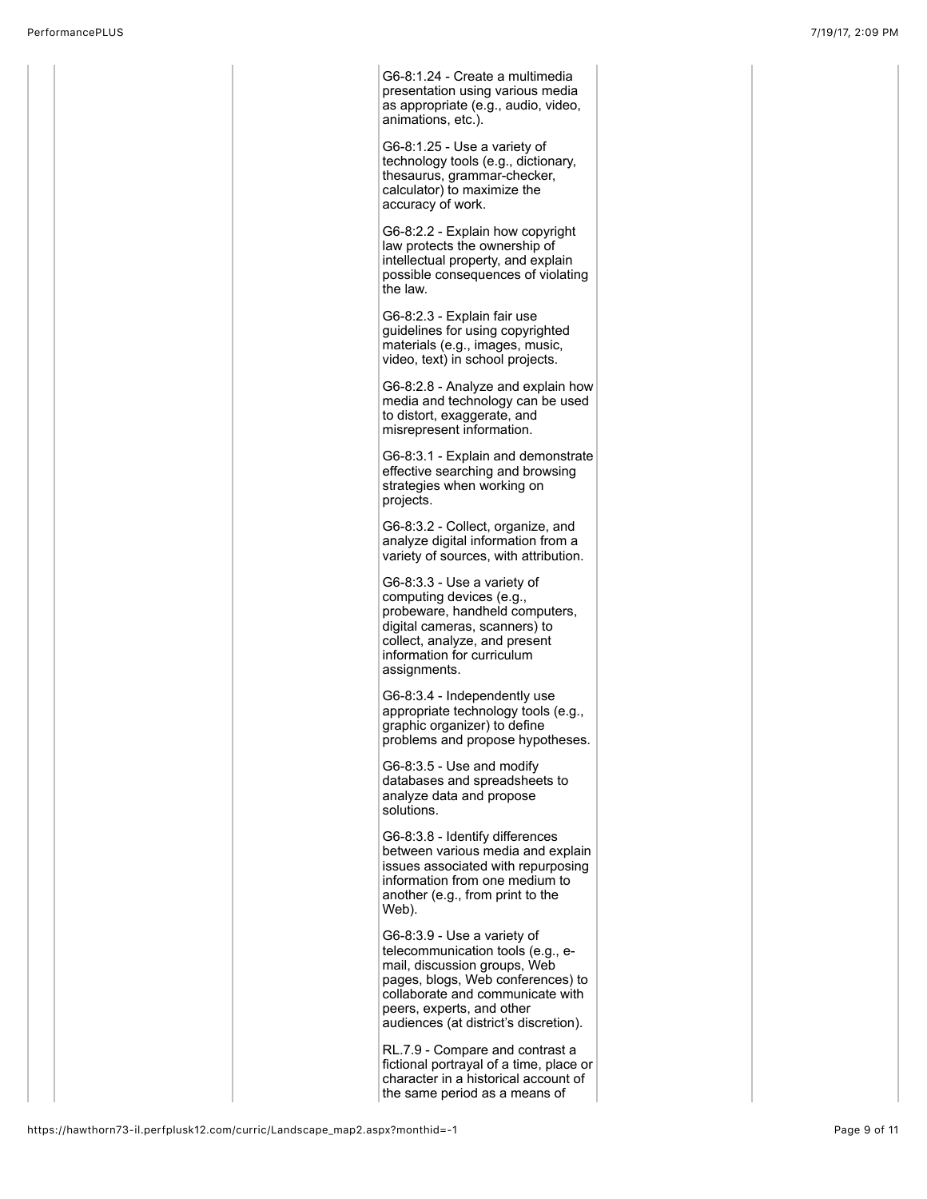| | | | | | |
|---|---|---|---|---|---|
| | | G6-8:1.24 - Create a multimedia presentation using various media as appropriate (e.g., audio, video, animations, etc.).<br><br>G6-8:1.25 - Use a variety of technology tools (e.g., dictionary, thesaurus, grammar-checker, calculator) to maximize the accuracy of work.<br><br>G6-8:2.2 - Explain how copyright law protects the ownership of intellectual property, and explain possible consequences of violating the law.<br><br>G6-8:2.3 - Explain fair use guidelines for using copyrighted materials (e.g., images, music, video, text) in school projects.<br><br>G6-8:2.8 - Analyze and explain how media and technology can be used to distort, exaggerate, and misrepresent information.<br><br>G6-8:3.1 - Explain and demonstrate effective searching and browsing strategies when working on projects.<br><br>G6-8:3.2 - Collect, organize, and analyze digital information from a variety of sources, with attribution.<br><br>G6-8:3.3 - Use a variety of computing devices (e.g., probeware, handheld computers, digital cameras, scanners) to collect, analyze, and present information for curriculum assignments.<br><br>G6-8:3.4 - Independently use appropriate technology tools (e.g., graphic organizer) to define problems and propose hypotheses.<br><br>G6-8:3.5 - Use and modify databases and spreadsheets to analyze data and propose solutions.<br><br>G6-8:3.8 - Identify differences between various media and explain issues associated with repurposing information from one medium to another (e.g., from print to the Web).<br><br>G6-8:3.9 - Use a variety of telecommunication tools (e.g., e-mail, discussion groups, Web pages, blogs, Web conferences) to collaborate and communicate with peers, experts, and other audiences (at district's discretion).<br><br>RL.7.9 - Compare and contrast a fictional portrayal of a time, place or character in a historical account of the same period as a means of | | | |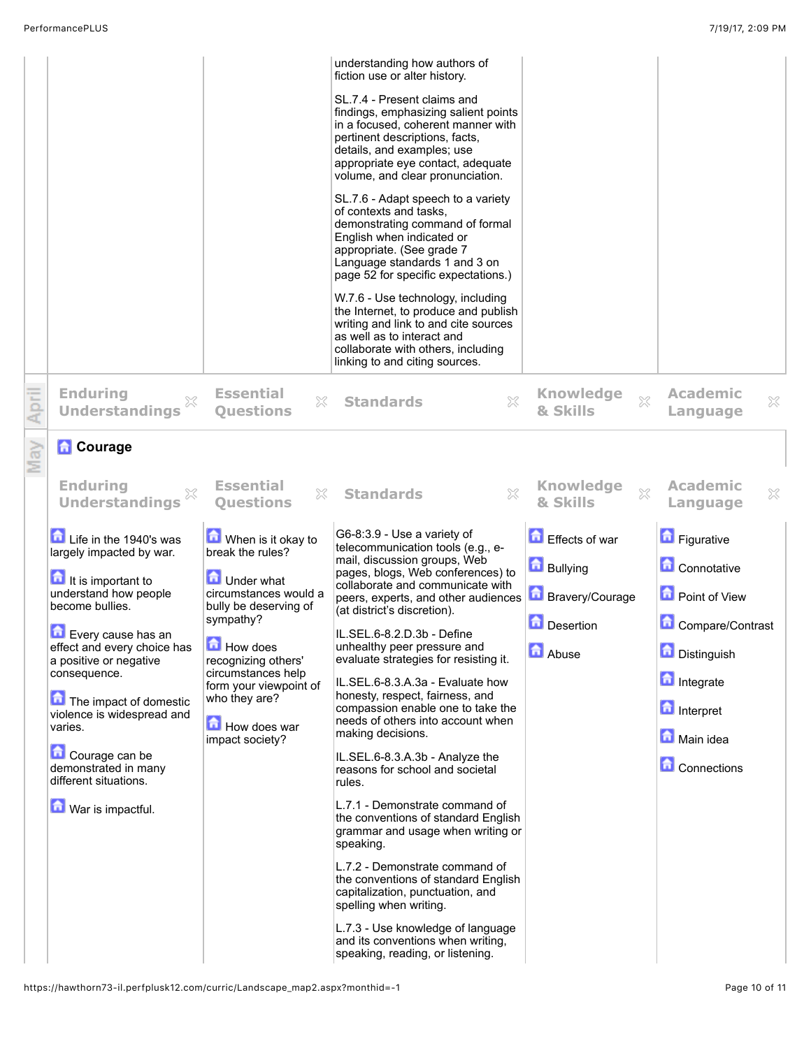| | | | | |
|---|---|---|---|---|
| | | understanding how authors of fiction use or alter history.<br><br>SL.7.4 - Present claims and findings, emphasizing salient points in a focused, coherent manner with pertinent descriptions, facts, details, and examples; use appropriate eye contact, adequate volume, and clear pronunciation.<br><br>SL.7.6 - Adapt speech to a variety of contexts and tasks, demonstrating command of formal English when indicated or appropriate. (See grade 7 Language standards 1 and 3 on page 52 for specific expectations.)<br><br>W.7.6 - Use technology, including the Internet, to produce and publish writing and link to and cite sources as well as to interact and collaborate with others, including linking to and citing sources. | | |

**April**

| Enduring Understandings | Essential Questions | Standards | Knowledge & Skills | Academic Language |
|---|---|---|---|---|

**May**

## Courage

| Enduring Understandings | Essential Questions | Standards | Knowledge & Skills | Academic Language |
|---|---|---|---|---|
| Life in the 1940's was largely impacted by war.<br><br>It is important to understand how people become bullies.<br><br>Every cause has an effect and every choice has a positive or negative consequence.<br><br>The impact of domestic violence is widespread and varies.<br><br>Courage can be demonstrated in many different situations.<br><br>War is impactful. | When is it okay to break the rules?<br><br>Under what circumstances would a bully be deserving of sympathy?<br><br>How does recognizing others' circumstances help form your viewpoint of who they are?<br><br>How does war impact society? | G6-8:3.9 - Use a variety of telecommunication tools (e.g., e-mail, discussion groups, Web pages, blogs, Web conferences) to collaborate and communicate with peers, experts, and other audiences (at district's discretion).<br><br>IL.SEL.6-8.2.D.3b - Define unhealthy peer pressure and evaluate strategies for resisting it.<br><br>IL.SEL.6-8.3.A.3a - Evaluate how honesty, respect, fairness, and compassion enable one to take the needs of others into account when making decisions.<br><br>IL.SEL.6-8.3.A.3b - Analyze the reasons for school and societal rules.<br><br>L.7.1 - Demonstrate command of the conventions of standard English grammar and usage when writing or speaking.<br><br>L.7.2 - Demonstrate command of the conventions of standard English capitalization, punctuation, and spelling when writing.<br><br>L.7.3 - Use knowledge of language and its conventions when writing, speaking, reading, or listening. | Effects of war<br><br>Bullying<br><br>Bravery/Courage<br><br>Desertion<br><br>Abuse | Figurative<br><br>Connotative<br><br>Point of View<br><br>Compare/Contrast<br><br>Distinguish<br><br>Integrate<br><br>Interpret<br><br>Main idea<br><br>Connections |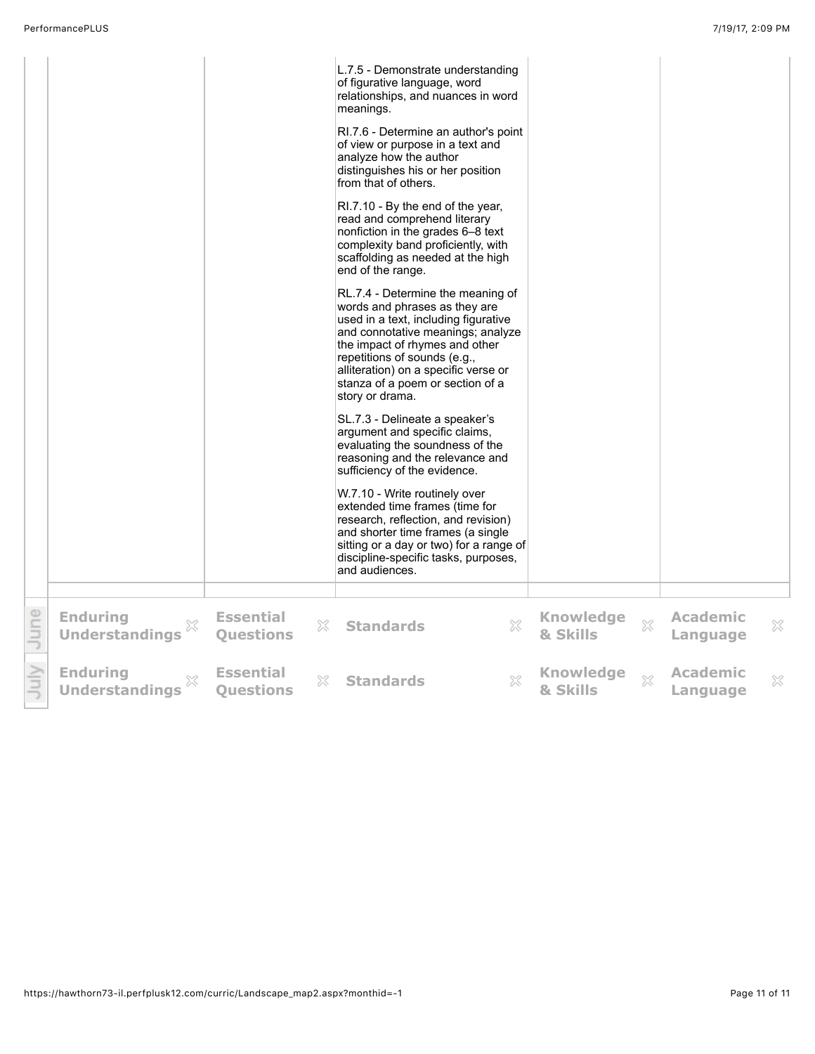| | | | | | |
|---|---|---|---|---|---|
| | | | L.7.5 - Demonstrate understanding of figurative language, word relationships, and nuances in word meanings.<br><br>RI.7.6 - Determine an author's point of view or purpose in a text and analyze how the author distinguishes his or her position from that of others.<br><br>RI.7.10 - By the end of the year, read and comprehend literary nonfiction in the grades 6–8 text complexity band proficiently, with scaffolding as needed at the high end of the range.<br><br>RL.7.4 - Determine the meaning of words and phrases as they are used in a text, including figurative and connotative meanings; analyze the impact of rhymes and other repetitions of sounds (e.g., alliteration) on a specific verse or stanza of a poem or section of a story or drama.<br><br>SL.7.3 - Delineate a speaker's argument and specific claims, evaluating the soundness of the reasoning and the relevance and sufficiency of the evidence.<br><br>W.7.10 - Write routinely over extended time frames (time for research, reflection, and revision) and shorter time frames (a single sitting or a day or two) for a range of discipline-specific tasks, purposes, and audiences. | | |
| June | **Enduring Understandings** | **Essential Questions** | **Standards** | **Knowledge & Skills** | **Academic Language** |
| July | **Enduring Understandings** | **Essential Questions** | **Standards** | **Knowledge & Skills** | **Academic Language** |